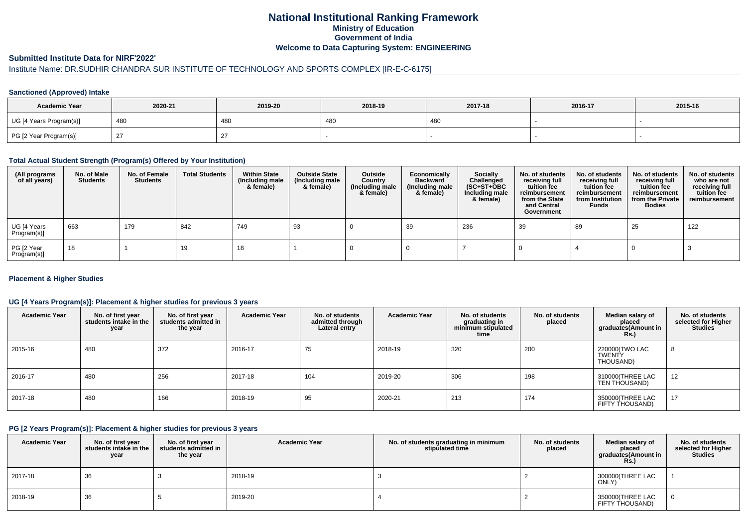# National Institutional Ranking Framework

**Ministry of Education**

**Government of India**

**Welcome to Data Capturing System: ENGINEERING**

## Submitted Institute Data for NIRF'2022'

Institute Name: DR.SUDHIR CHANDRA SUR INSTITUTE OF TECHNOLOGY AND SPORTS COMPLEX [IR-E-C-6175]

### Sanctioned (Approved) Intake

| Academic Year | 2020-21 | 2019-20 | 2018-19 | 2017-18 | 2016-17 | 2015-16 |
|---|---|---|---|---|---|---|
| UG [4 Years Program(s)] | 480 | 480 | 480 | 480 | - | - |
| PG [2 Year Program(s)] | 27 | 27 | - | - | - | - |

### Total Actual Student Strength (Program(s) Offered by Your Institution)

| (All programs of all years) | No. of Male Students | No. of Female Students | Total Students | Within State (Including male & female) | Outside State (Including male & female) | Outside Country (Including male & female) | Economically Backward (Including male & female) | Socially Challenged (SC+ST+OBC Including male & female) | No. of students receiving full tuition fee reimbursement from the State and Central Government | No. of students receiving full tuition fee reimbursement from Institution Funds | No. of students receiving full tuition fee reimbursement from the Private Bodies | No. of students who are not receiving full tuition fee reimbursement |
|---|---|---|---|---|---|---|---|---|---|---|---|---|
| UG [4 Years Program(s)] | 663 | 179 | 842 | 749 | 93 | 0 | 39 | 236 | 39 | 89 | 25 | 122 |
| PG [2 Year Program(s)] | 18 | 1 | 19 | 18 | 1 | 0 | 0 | 7 | 0 | 4 | 0 | 3 |

### Placement & Higher Studies

### UG [4 Years Program(s)]: Placement & higher studies for previous 3 years

| Academic Year | No. of first year students intake in the year | No. of first year students admitted in the year | Academic Year | No. of students admitted through Lateral entry | Academic Year | No. of students graduating in minimum stipulated time | No. of students placed | Median salary of placed graduates(Amount in Rs.) | No. of students selected for Higher Studies |
|---|---|---|---|---|---|---|---|---|---|
| 2015-16 | 480 | 372 | 2016-17 | 75 | 2018-19 | 320 | 200 | 220000(TWO LAC TWENTY THOUSAND) | 8 |
| 2016-17 | 480 | 256 | 2017-18 | 104 | 2019-20 | 306 | 198 | 310000(THREE LAC TEN THOUSAND) | 12 |
| 2017-18 | 480 | 166 | 2018-19 | 95 | 2020-21 | 213 | 174 | 350000(THREE LAC FIFTY THOUSAND) | 17 |

### PG [2 Years Program(s)]: Placement & higher studies for previous 3 years

| Academic Year | No. of first year students intake in the year | No. of first year students admitted in the year | Academic Year | No. of students graduating in minimum stipulated time | No. of students placed | Median salary of placed graduates(Amount in Rs.) | No. of students selected for Higher Studies |
|---|---|---|---|---|---|---|---|
| 2017-18 | 36 | 3 | 2018-19 | 3 | 2 | 300000(THREE LAC ONLY) | 1 |
| 2018-19 | 36 | 5 | 2019-20 | 4 | 2 | 350000(THREE LAC FIFTY THOUSAND) | 0 |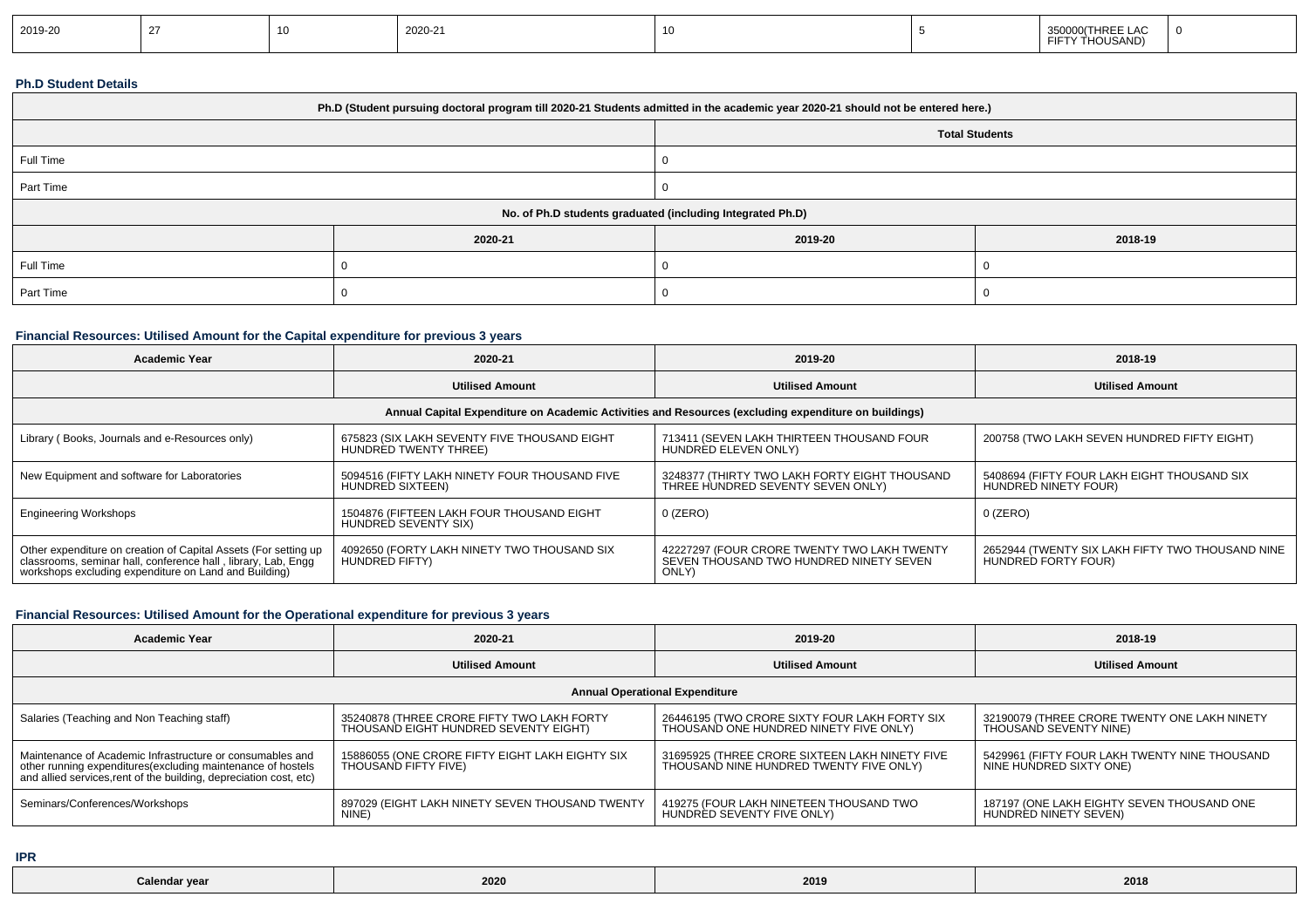| 2019-20 | 27 | 10 | 2020-21 | 10 | 5 | 350000(THREE LAC FIFTY THOUSAND) | 0 |
|---|---|---|---|---|---|---|---|

**Ph.D Student Details**

| Ph.D (Student pursuing doctoral program till 2020-21 Students admitted in the academic year 2020-21 should not be entered here.) | | |
|---|---|---|
| | Total Students | |
| Full Time | 0 | |
| Part Time | 0 | |
| No. of Ph.D students graduated (including Integrated Ph.D) | | |
| | 2020-21 | 2019-20 | 2018-19 |
| Full Time | 0 | 0 | 0 |
| Part Time | 0 | 0 | 0 |

**Financial Resources: Utilised Amount for the Capital expenditure for previous 3 years**

| Academic Year | 2020-21 | 2019-20 | 2018-19 |
|---|---|---|---|
| | Utilised Amount | Utilised Amount | Utilised Amount |
| Annual Capital Expenditure on Academic Activities and Resources (excluding expenditure on buildings) | | | |
| Library ( Books, Journals and e-Resources only) | 675823 (SIX LAKH SEVENTY FIVE THOUSAND EIGHT HUNDRED TWENTY THREE) | 713411 (SEVEN LAKH THIRTEEN THOUSAND FOUR HUNDRED ELEVEN ONLY) | 200758 (TWO LAKH SEVEN HUNDRED FIFTY EIGHT) |
| New Equipment and software for Laboratories | 5094516 (FIFTY LAKH NINETY FOUR THOUSAND FIVE HUNDRED SIXTEEN) | 3248377 (THIRTY TWO LAKH FORTY EIGHT THOUSAND THREE HUNDRED SEVENTY SEVEN ONLY) | 5408694 (FIFTY FOUR LAKH EIGHT THOUSAND SIX HUNDRED NINETY FOUR) |
| Engineering Workshops | 1504876 (FIFTEEN LAKH FOUR THOUSAND EIGHT HUNDRED SEVENTY SIX) | 0 (ZERO) | 0 (ZERO) |
| Other expenditure on creation of Capital Assets (For setting up classrooms, seminar hall, conference hall , library, Lab, Engg workshops excluding expenditure on Land and Building) | 4092650 (FORTY LAKH NINETY TWO THOUSAND SIX HUNDRED FIFTY) | 42227297 (FOUR CRORE TWENTY TWO LAKH TWENTY SEVEN THOUSAND TWO HUNDRED NINETY SEVEN ONLY) | 2652944 (TWENTY SIX LAKH FIFTY TWO THOUSAND NINE HUNDRED FORTY FOUR) |

**Financial Resources: Utilised Amount for the Operational expenditure for previous 3 years**

| Academic Year | 2020-21 | 2019-20 | 2018-19 |
|---|---|---|---|
| | Utilised Amount | Utilised Amount | Utilised Amount |
| Annual Operational Expenditure | | | |
| Salaries (Teaching and Non Teaching staff) | 35240878 (THREE CRORE FIFTY TWO LAKH FORTY THOUSAND EIGHT HUNDRED SEVENTY EIGHT) | 26446195 (TWO CRORE SIXTY FOUR LAKH FORTY SIX THOUSAND ONE HUNDRED NINETY FIVE ONLY) | 32190079 (THREE CRORE TWENTY ONE LAKH NINETY THOUSAND SEVENTY NINE) |
| Maintenance of Academic Infrastructure or consumables and other running expenditures(excluding maintenance of hostels and allied services,rent of the building, depreciation cost, etc) | 15886055 (ONE CRORE FIFTY EIGHT LAKH EIGHTY SIX THOUSAND FIFTY FIVE) | 31695925 (THREE CRORE SIXTEEN LAKH NINETY FIVE THOUSAND NINE HUNDRED TWENTY FIVE ONLY) | 5429961 (FIFTY FOUR LAKH TWENTY NINE THOUSAND NINE HUNDRED SIXTY ONE) |
| Seminars/Conferences/Workshops | 897029 (EIGHT LAKH NINETY SEVEN THOUSAND TWENTY NINE) | 419275 (FOUR LAKH NINETEEN THOUSAND TWO HUNDRED SEVENTY FIVE ONLY) | 187197 (ONE LAKH EIGHTY SEVEN THOUSAND ONE HUNDRED NINETY SEVEN) |

**IPR**

| Calendar year | 2020 | 2019 | 2018 |
|---|---|---|---|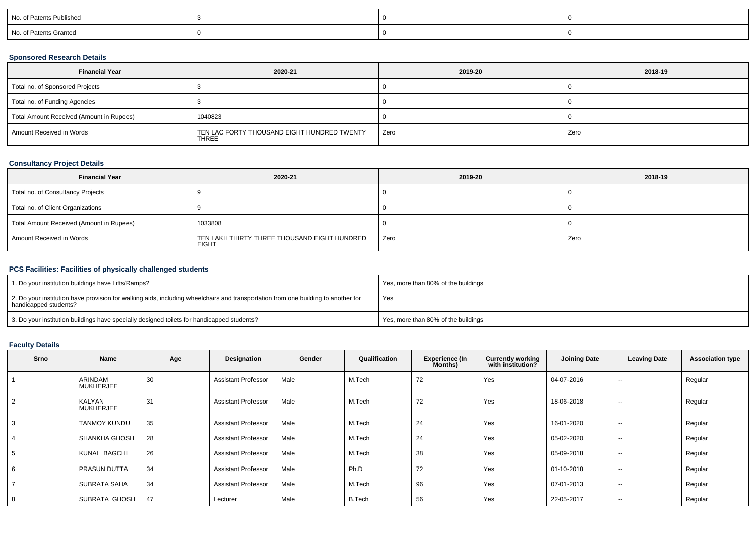| No. of Patents Published | 3 | 0 | 0 |
|---|---|---|---|
| No. of Patents Granted | 0 | 0 | 0 |

### Sponsored Research Details

| Financial Year | 2020-21 | 2019-20 | 2018-19 |
|---|---|---|---|
| Total no. of Sponsored Projects | 3 | 0 | 0 |
| Total no. of Funding Agencies | 3 | 0 | 0 |
| Total Amount Received (Amount in Rupees) | 1040823 | 0 | 0 |
| Amount Received in Words | TEN LAC FORTY THOUSAND EIGHT HUNDRED TWENTY THREE | Zero | Zero |

### Consultancy Project Details

| Financial Year | 2020-21 | 2019-20 | 2018-19 |
|---|---|---|---|
| Total no. of Consultancy Projects | 9 | 0 | 0 |
| Total no. of Client Organizations | 9 | 0 | 0 |
| Total Amount Received (Amount in Rupees) | 1033808 | 0 | 0 |
| Amount Received in Words | TEN LAKH THIRTY THREE THOUSAND EIGHT HUNDRED EIGHT | Zero | Zero |

### PCS Facilities: Facilities of physically challenged students

| | |
|---|---|
| 1. Do your institution buildings have Lifts/Ramps? | Yes, more than 80% of the buildings |
| 2. Do your institution have provision for walking aids, including wheelchairs and transportation from one building to another for handicapped students? | Yes |
| 3. Do your institution buildings have specially designed toilets for handicapped students? | Yes, more than 80% of the buildings |

### Faculty Details

| Srno | Name | Age | Designation | Gender | Qualification | Experience (In Months) | Currently working with institution? | Joining Date | Leaving Date | Association type |
|---|---|---|---|---|---|---|---|---|---|---|
| 1 | ARINDAM MUKHERJEE | 30 | Assistant Professor | Male | M.Tech | 72 | Yes | 04-07-2016 | -- | Regular |
| 2 | KALYAN MUKHERJEE | 31 | Assistant Professor | Male | M.Tech | 72 | Yes | 18-06-2018 | -- | Regular |
| 3 | TANMOY KUNDU | 35 | Assistant Professor | Male | M.Tech | 24 | Yes | 16-01-2020 | -- | Regular |
| 4 | SHANKHA GHOSH | 28 | Assistant Professor | Male | M.Tech | 24 | Yes | 05-02-2020 | -- | Regular |
| 5 | KUNAL BAGCHI | 26 | Assistant Professor | Male | M.Tech | 38 | Yes | 05-09-2018 | -- | Regular |
| 6 | PRASUN DUTTA | 34 | Assistant Professor | Male | Ph.D | 72 | Yes | 01-10-2018 | -- | Regular |
| 7 | SUBRATA SAHA | 34 | Assistant Professor | Male | M.Tech | 96 | Yes | 07-01-2013 | -- | Regular |
| 8 | SUBRATA GHOSH | 47 | Lecturer | Male | B.Tech | 56 | Yes | 22-05-2017 | -- | Regular |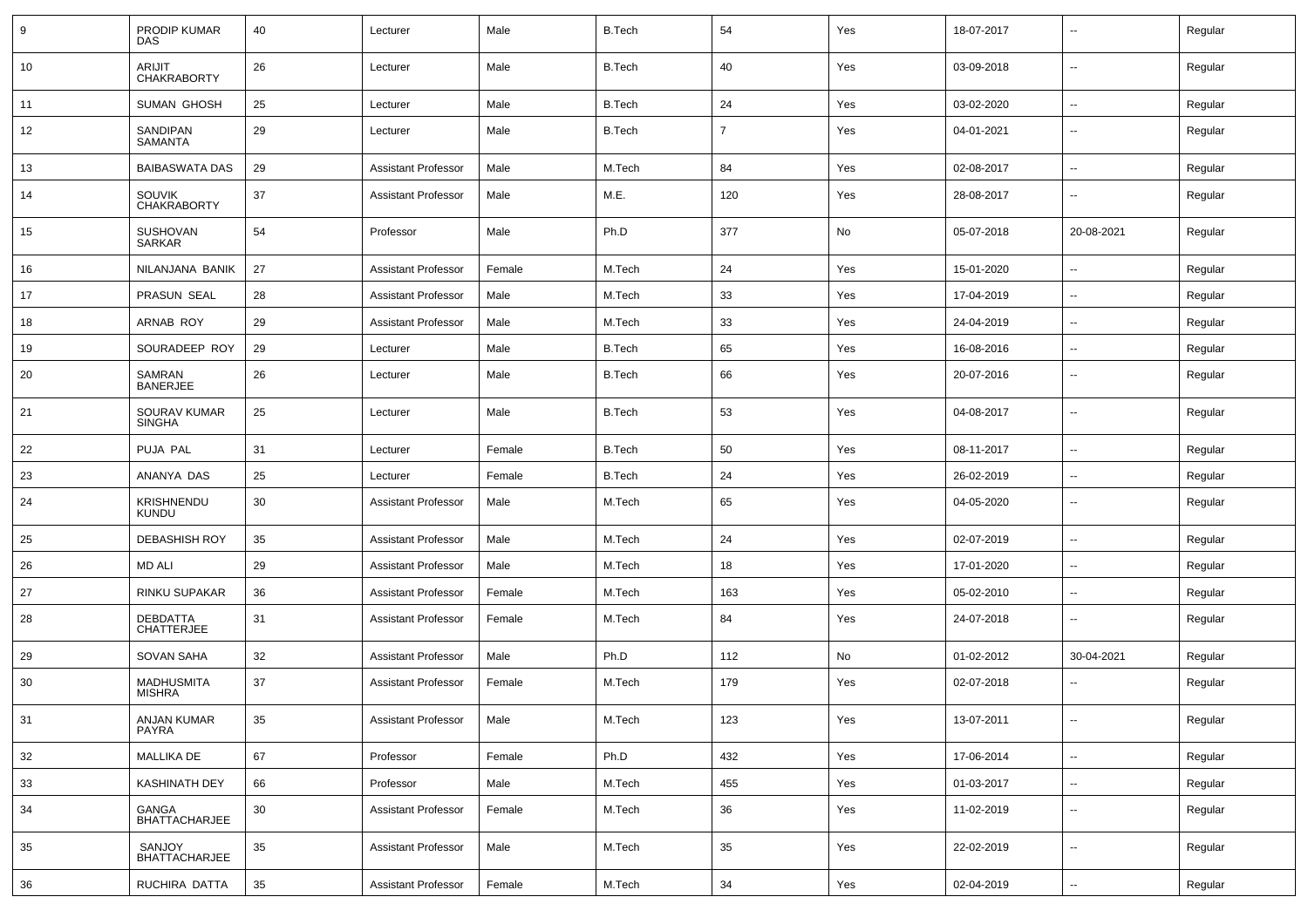| 9 | PRODIP KUMAR DAS | 40 | Lecturer | Male | B.Tech | 54 | Yes | 18-07-2017 | -- | Regular |
|---|---|---|---|---|---|---|---|---|---|---|
| 10 | ARIJIT CHAKRABORTY | 26 | Lecturer | Male | B.Tech | 40 | Yes | 03-09-2018 | -- | Regular |
| 11 | SUMAN GHOSH | 25 | Lecturer | Male | B.Tech | 24 | Yes | 03-02-2020 | -- | Regular |
| 12 | SANDIPAN SAMANTA | 29 | Lecturer | Male | B.Tech | 7 | Yes | 04-01-2021 | -- | Regular |
| 13 | BAIBASWATA DAS | 29 | Assistant Professor | Male | M.Tech | 84 | Yes | 02-08-2017 | -- | Regular |
| 14 | SOUVIK CHAKRABORTY | 37 | Assistant Professor | Male | M.E. | 120 | Yes | 28-08-2017 | -- | Regular |
| 15 | SUSHOVAN SARKAR | 54 | Professor | Male | Ph.D | 377 | No | 05-07-2018 | 20-08-2021 | Regular |
| 16 | NILANJANA BANIK | 27 | Assistant Professor | Female | M.Tech | 24 | Yes | 15-01-2020 | -- | Regular |
| 17 | PRASUN SEAL | 28 | Assistant Professor | Male | M.Tech | 33 | Yes | 17-04-2019 | -- | Regular |
| 18 | ARNAB ROY | 29 | Assistant Professor | Male | M.Tech | 33 | Yes | 24-04-2019 | -- | Regular |
| 19 | SOURADEEP ROY | 29 | Lecturer | Male | B.Tech | 65 | Yes | 16-08-2016 | -- | Regular |
| 20 | SAMRAN BANERJEE | 26 | Lecturer | Male | B.Tech | 66 | Yes | 20-07-2016 | -- | Regular |
| 21 | SOURAV KUMAR SINGHA | 25 | Lecturer | Male | B.Tech | 53 | Yes | 04-08-2017 | -- | Regular |
| 22 | PUJA PAL | 31 | Lecturer | Female | B.Tech | 50 | Yes | 08-11-2017 | -- | Regular |
| 23 | ANANYA DAS | 25 | Lecturer | Female | B.Tech | 24 | Yes | 26-02-2019 | -- | Regular |
| 24 | KRISHNENDU KUNDU | 30 | Assistant Professor | Male | M.Tech | 65 | Yes | 04-05-2020 | -- | Regular |
| 25 | DEBASHISH ROY | 35 | Assistant Professor | Male | M.Tech | 24 | Yes | 02-07-2019 | -- | Regular |
| 26 | MD ALI | 29 | Assistant Professor | Male | M.Tech | 18 | Yes | 17-01-2020 | -- | Regular |
| 27 | RINKU SUPAKAR | 36 | Assistant Professor | Female | M.Tech | 163 | Yes | 05-02-2010 | -- | Regular |
| 28 | DEBDATTA CHATTERJEE | 31 | Assistant Professor | Female | M.Tech | 84 | Yes | 24-07-2018 | -- | Regular |
| 29 | SOVAN SAHA | 32 | Assistant Professor | Male | Ph.D | 112 | No | 01-02-2012 | 30-04-2021 | Regular |
| 30 | MADHUSMITA MISHRA | 37 | Assistant Professor | Female | M.Tech | 179 | Yes | 02-07-2018 | -- | Regular |
| 31 | ANJAN KUMAR PAYRA | 35 | Assistant Professor | Male | M.Tech | 123 | Yes | 13-07-2011 | -- | Regular |
| 32 | MALLIKA DE | 67 | Professor | Female | Ph.D | 432 | Yes | 17-06-2014 | -- | Regular |
| 33 | KASHINATH DEY | 66 | Professor | Male | M.Tech | 455 | Yes | 01-03-2017 | -- | Regular |
| 34 | GANGA BHATTACHARJEE | 30 | Assistant Professor | Female | M.Tech | 36 | Yes | 11-02-2019 | -- | Regular |
| 35 | SANJOY BHATTACHARJEE | 35 | Assistant Professor | Male | M.Tech | 35 | Yes | 22-02-2019 | -- | Regular |
| 36 | RUCHIRA DATTA | 35 | Assistant Professor | Female | M.Tech | 34 | Yes | 02-04-2019 | -- | Regular |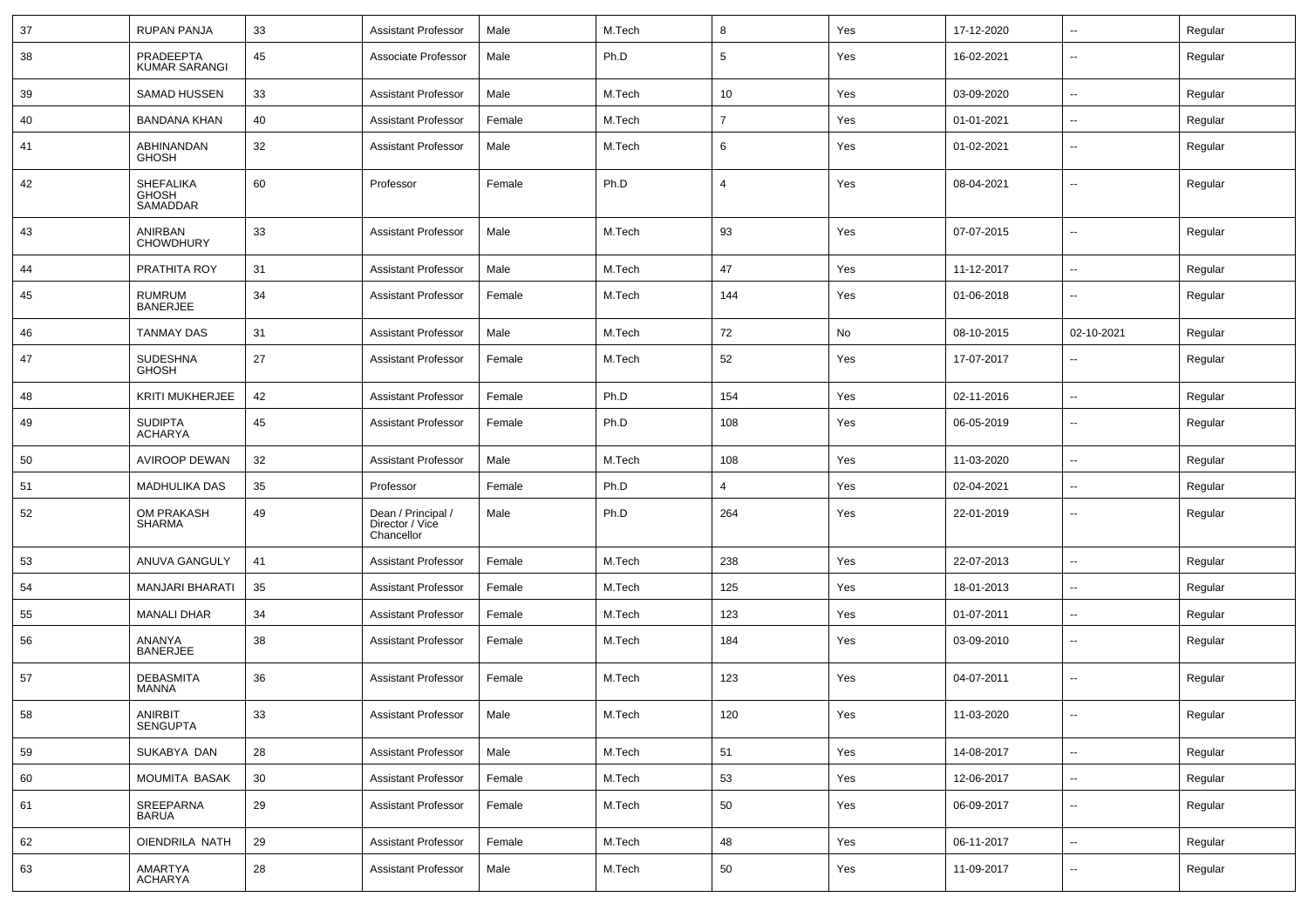| 37 | RUPAN PANJA | 33 | Assistant Professor | Male | M.Tech | 8 | Yes | 17-12-2020 | -- | Regular |
|---|---|---|---|---|---|---|---|---|---|---|
| 38 | PRADEEPTA KUMAR SARANGI | 45 | Associate Professor | Male | Ph.D | 5 | Yes | 16-02-2021 | -- | Regular |
| 39 | SAMAD HUSSEN | 33 | Assistant Professor | Male | M.Tech | 10 | Yes | 03-09-2020 | -- | Regular |
| 40 | BANDANA KHAN | 40 | Assistant Professor | Female | M.Tech | 7 | Yes | 01-01-2021 | -- | Regular |
| 41 | ABHINANDAN GHOSH | 32 | Assistant Professor | Male | M.Tech | 6 | Yes | 01-02-2021 | -- | Regular |
| 42 | SHEFALIKA GHOSH SAMADDAR | 60 | Professor | Female | Ph.D | 4 | Yes | 08-04-2021 | -- | Regular |
| 43 | ANIRBAN CHOWDHURY | 33 | Assistant Professor | Male | M.Tech | 93 | Yes | 07-07-2015 | -- | Regular |
| 44 | PRATHITA ROY | 31 | Assistant Professor | Male | M.Tech | 47 | Yes | 11-12-2017 | -- | Regular |
| 45 | RUMRUM BANERJEE | 34 | Assistant Professor | Female | M.Tech | 144 | Yes | 01-06-2018 | -- | Regular |
| 46 | TANMAY DAS | 31 | Assistant Professor | Male | M.Tech | 72 | No | 08-10-2015 | 02-10-2021 | Regular |
| 47 | SUDESHNA GHOSH | 27 | Assistant Professor | Female | M.Tech | 52 | Yes | 17-07-2017 | -- | Regular |
| 48 | KRITI MUKHERJEE | 42 | Assistant Professor | Female | Ph.D | 154 | Yes | 02-11-2016 | -- | Regular |
| 49 | SUDIPTA ACHARYA | 45 | Assistant Professor | Female | Ph.D | 108 | Yes | 06-05-2019 | -- | Regular |
| 50 | AVIROOP DEWAN | 32 | Assistant Professor | Male | M.Tech | 108 | Yes | 11-03-2020 | -- | Regular |
| 51 | MADHULIKA DAS | 35 | Professor | Female | Ph.D | 4 | Yes | 02-04-2021 | -- | Regular |
| 52 | OM PRAKASH SHARMA | 49 | Dean / Principal / Director / Vice Chancellor | Male | Ph.D | 264 | Yes | 22-01-2019 | -- | Regular |
| 53 | ANUVA GANGULY | 41 | Assistant Professor | Female | M.Tech | 238 | Yes | 22-07-2013 | -- | Regular |
| 54 | MANJARI BHARATI | 35 | Assistant Professor | Female | M.Tech | 125 | Yes | 18-01-2013 | -- | Regular |
| 55 | MANALI DHAR | 34 | Assistant Professor | Female | M.Tech | 123 | Yes | 01-07-2011 | -- | Regular |
| 56 | ANANYA BANERJEE | 38 | Assistant Professor | Female | M.Tech | 184 | Yes | 03-09-2010 | -- | Regular |
| 57 | DEBASMITA MANNA | 36 | Assistant Professor | Female | M.Tech | 123 | Yes | 04-07-2011 | -- | Regular |
| 58 | ANIRBIT SENGUPTA | 33 | Assistant Professor | Male | M.Tech | 120 | Yes | 11-03-2020 | -- | Regular |
| 59 | SUKABYA DAN | 28 | Assistant Professor | Male | M.Tech | 51 | Yes | 14-08-2017 | -- | Regular |
| 60 | MOUMITA BASAK | 30 | Assistant Professor | Female | M.Tech | 53 | Yes | 12-06-2017 | -- | Regular |
| 61 | SREEPARNA BARUA | 29 | Assistant Professor | Female | M.Tech | 50 | Yes | 06-09-2017 | -- | Regular |
| 62 | OIENDRILA NATH | 29 | Assistant Professor | Female | M.Tech | 48 | Yes | 06-11-2017 | -- | Regular |
| 63 | AMARTYA ACHARYA | 28 | Assistant Professor | Male | M.Tech | 50 | Yes | 11-09-2017 | -- | Regular |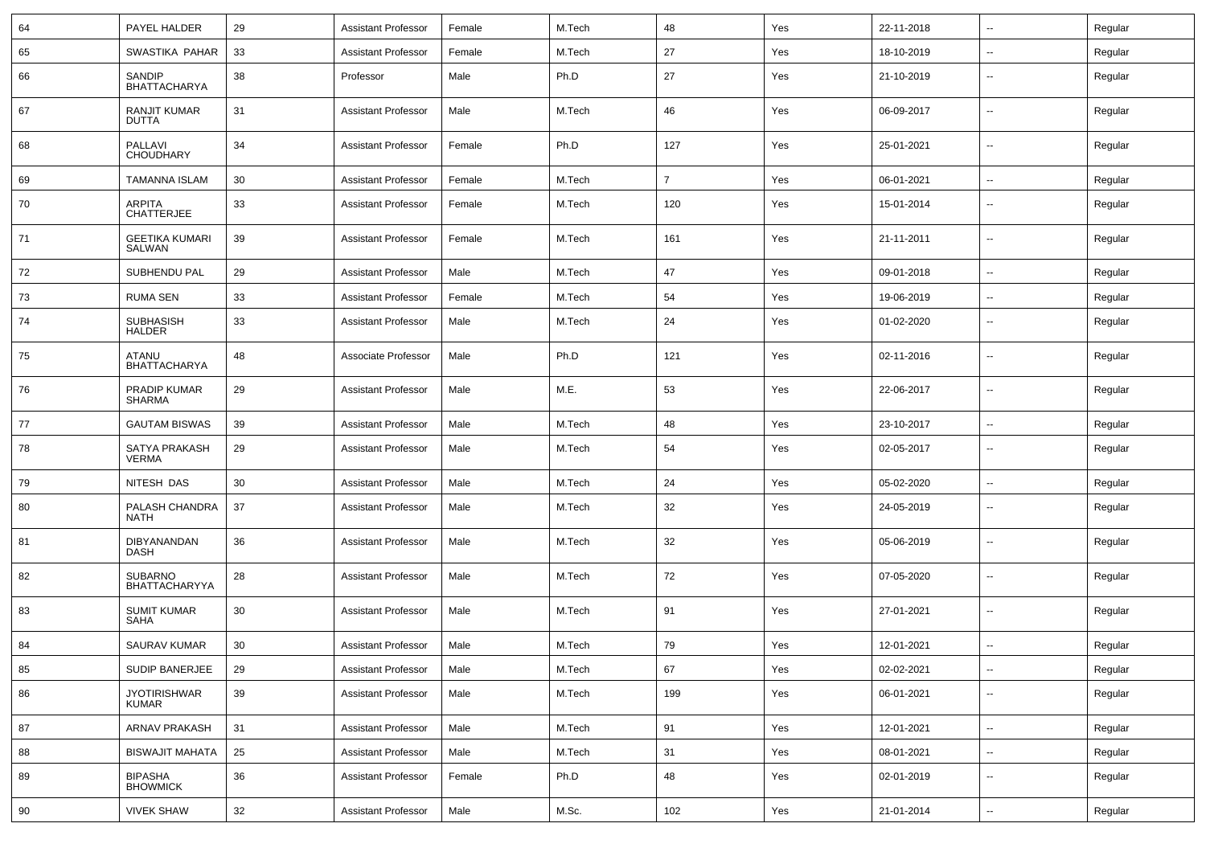| 64 | PAYEL HALDER | 29 | Assistant Professor | Female | M.Tech | 48 | Yes | 22-11-2018 | -- | Regular |
|---|---|---|---|---|---|---|---|---|---|---|
| 65 | SWASTIKA PAHAR | 33 | Assistant Professor | Female | M.Tech | 27 | Yes | 18-10-2019 | -- | Regular |
| 66 | SANDIP BHATTACHARYA | 38 | Professor | Male | Ph.D | 27 | Yes | 21-10-2019 | -- | Regular |
| 67 | RANJIT KUMAR DUTTA | 31 | Assistant Professor | Male | M.Tech | 46 | Yes | 06-09-2017 | -- | Regular |
| 68 | PALLAVI CHOUDHARY | 34 | Assistant Professor | Female | Ph.D | 127 | Yes | 25-01-2021 | -- | Regular |
| 69 | TAMANNA ISLAM | 30 | Assistant Professor | Female | M.Tech | 7 | Yes | 06-01-2021 | -- | Regular |
| 70 | ARPITA CHATTERJEE | 33 | Assistant Professor | Female | M.Tech | 120 | Yes | 15-01-2014 | -- | Regular |
| 71 | GEETIKA KUMARI SALWAN | 39 | Assistant Professor | Female | M.Tech | 161 | Yes | 21-11-2011 | -- | Regular |
| 72 | SUBHENDU PAL | 29 | Assistant Professor | Male | M.Tech | 47 | Yes | 09-01-2018 | -- | Regular |
| 73 | RUMA SEN | 33 | Assistant Professor | Female | M.Tech | 54 | Yes | 19-06-2019 | -- | Regular |
| 74 | SUBHASISH HALDER | 33 | Assistant Professor | Male | M.Tech | 24 | Yes | 01-02-2020 | -- | Regular |
| 75 | ATANU BHATTACHARYA | 48 | Associate Professor | Male | Ph.D | 121 | Yes | 02-11-2016 | -- | Regular |
| 76 | PRADIP KUMAR SHARMA | 29 | Assistant Professor | Male | M.E. | 53 | Yes | 22-06-2017 | -- | Regular |
| 77 | GAUTAM BISWAS | 39 | Assistant Professor | Male | M.Tech | 48 | Yes | 23-10-2017 | -- | Regular |
| 78 | SATYA PRAKASH VERMA | 29 | Assistant Professor | Male | M.Tech | 54 | Yes | 02-05-2017 | -- | Regular |
| 79 | NITESH DAS | 30 | Assistant Professor | Male | M.Tech | 24 | Yes | 05-02-2020 | -- | Regular |
| 80 | PALASH CHANDRA NATH | 37 | Assistant Professor | Male | M.Tech | 32 | Yes | 24-05-2019 | -- | Regular |
| 81 | DIBYANANDAN DASH | 36 | Assistant Professor | Male | M.Tech | 32 | Yes | 05-06-2019 | -- | Regular |
| 82 | SUBARNO BHATTACHARYYA | 28 | Assistant Professor | Male | M.Tech | 72 | Yes | 07-05-2020 | -- | Regular |
| 83 | SUMIT KUMAR SAHA | 30 | Assistant Professor | Male | M.Tech | 91 | Yes | 27-01-2021 | -- | Regular |
| 84 | SAURAV KUMAR | 30 | Assistant Professor | Male | M.Tech | 79 | Yes | 12-01-2021 | -- | Regular |
| 85 | SUDIP BANERJEE | 29 | Assistant Professor | Male | M.Tech | 67 | Yes | 02-02-2021 | -- | Regular |
| 86 | JYOTIRISHWAR KUMAR | 39 | Assistant Professor | Male | M.Tech | 199 | Yes | 06-01-2021 | -- | Regular |
| 87 | ARNAV PRAKASH | 31 | Assistant Professor | Male | M.Tech | 91 | Yes | 12-01-2021 | -- | Regular |
| 88 | BISWAJIT MAHATA | 25 | Assistant Professor | Male | M.Tech | 31 | Yes | 08-01-2021 | -- | Regular |
| 89 | BIPASHA BHOWMICK | 36 | Assistant Professor | Female | Ph.D | 48 | Yes | 02-01-2019 | -- | Regular |
| 90 | VIVEK SHAW | 32 | Assistant Professor | Male | M.Sc. | 102 | Yes | 21-01-2014 | -- | Regular |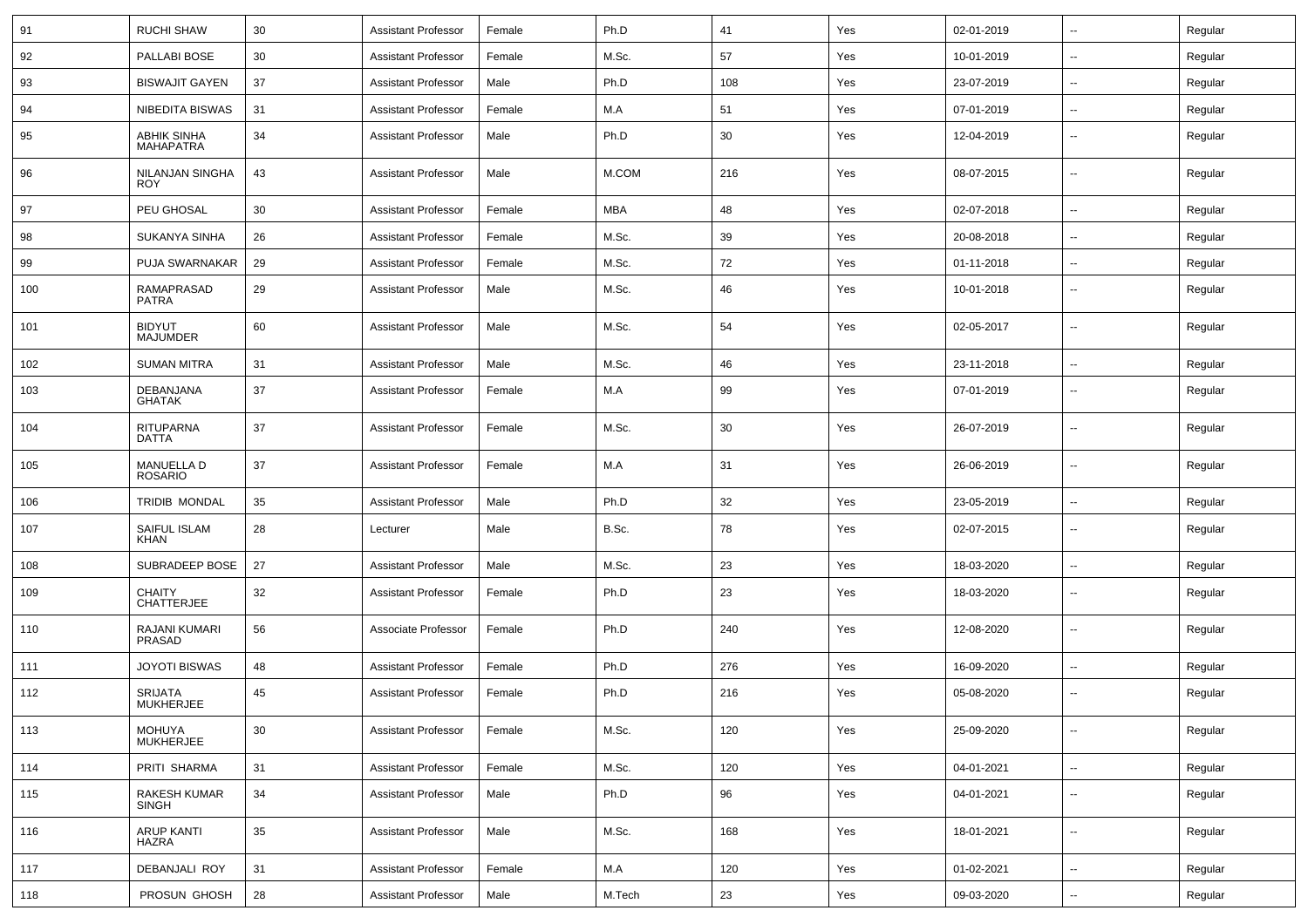| 91 | RUCHI SHAW | 30 | Assistant Professor | Female | Ph.D | 41 | Yes | 02-01-2019 | -- | Regular |
|---|---|---|---|---|---|---|---|---|---|---|
| 92 | PALLABI BOSE | 30 | Assistant Professor | Female | M.Sc. | 57 | Yes | 10-01-2019 | -- | Regular |
| 93 | BISWAJIT GAYEN | 37 | Assistant Professor | Male | Ph.D | 108 | Yes | 23-07-2019 | -- | Regular |
| 94 | NIBEDITA BISWAS | 31 | Assistant Professor | Female | M.A | 51 | Yes | 07-01-2019 | -- | Regular |
| 95 | ABHIK SINHA MAHAPATRA | 34 | Assistant Professor | Male | Ph.D | 30 | Yes | 12-04-2019 | -- | Regular |
| 96 | NILANJAN SINGHA ROY | 43 | Assistant Professor | Male | M.COM | 216 | Yes | 08-07-2015 | -- | Regular |
| 97 | PEU GHOSAL | 30 | Assistant Professor | Female | MBA | 48 | Yes | 02-07-2018 | -- | Regular |
| 98 | SUKANYA SINHA | 26 | Assistant Professor | Female | M.Sc. | 39 | Yes | 20-08-2018 | -- | Regular |
| 99 | PUJA SWARNAKAR | 29 | Assistant Professor | Female | M.Sc. | 72 | Yes | 01-11-2018 | -- | Regular |
| 100 | RAMAPRASAD PATRA | 29 | Assistant Professor | Male | M.Sc. | 46 | Yes | 10-01-2018 | -- | Regular |
| 101 | BIDYUT MAJUMDER | 60 | Assistant Professor | Male | M.Sc. | 54 | Yes | 02-05-2017 | -- | Regular |
| 102 | SUMAN MITRA | 31 | Assistant Professor | Male | M.Sc. | 46 | Yes | 23-11-2018 | -- | Regular |
| 103 | DEBANJANA GHATAK | 37 | Assistant Professor | Female | M.A | 99 | Yes | 07-01-2019 | -- | Regular |
| 104 | RITUPARNA DATTA | 37 | Assistant Professor | Female | M.Sc. | 30 | Yes | 26-07-2019 | -- | Regular |
| 105 | MANUELLA D ROSARIO | 37 | Assistant Professor | Female | M.A | 31 | Yes | 26-06-2019 | -- | Regular |
| 106 | TRIDIB MONDAL | 35 | Assistant Professor | Male | Ph.D | 32 | Yes | 23-05-2019 | -- | Regular |
| 107 | SAIFUL ISLAM KHAN | 28 | Lecturer | Male | B.Sc. | 78 | Yes | 02-07-2015 | -- | Regular |
| 108 | SUBRADEEP BOSE | 27 | Assistant Professor | Male | M.Sc. | 23 | Yes | 18-03-2020 | -- | Regular |
| 109 | CHAITY CHATTERJEE | 32 | Assistant Professor | Female | Ph.D | 23 | Yes | 18-03-2020 | -- | Regular |
| 110 | RAJANI KUMARI PRASAD | 56 | Associate Professor | Female | Ph.D | 240 | Yes | 12-08-2020 | -- | Regular |
| 111 | JOYOTI BISWAS | 48 | Assistant Professor | Female | Ph.D | 276 | Yes | 16-09-2020 | -- | Regular |
| 112 | SRIJATA MUKHERJEE | 45 | Assistant Professor | Female | Ph.D | 216 | Yes | 05-08-2020 | -- | Regular |
| 113 | MOHUYA MUKHERJEE | 30 | Assistant Professor | Female | M.Sc. | 120 | Yes | 25-09-2020 | -- | Regular |
| 114 | PRITI SHARMA | 31 | Assistant Professor | Female | M.Sc. | 120 | Yes | 04-01-2021 | -- | Regular |
| 115 | RAKESH KUMAR SINGH | 34 | Assistant Professor | Male | Ph.D | 96 | Yes | 04-01-2021 | -- | Regular |
| 116 | ARUP KANTI HAZRA | 35 | Assistant Professor | Male | M.Sc. | 168 | Yes | 18-01-2021 | -- | Regular |
| 117 | DEBANJALI ROY | 31 | Assistant Professor | Female | M.A | 120 | Yes | 01-02-2021 | -- | Regular |
| 118 | PROSUN GHOSH | 28 | Assistant Professor | Male | M.Tech | 23 | Yes | 09-03-2020 | -- | Regular |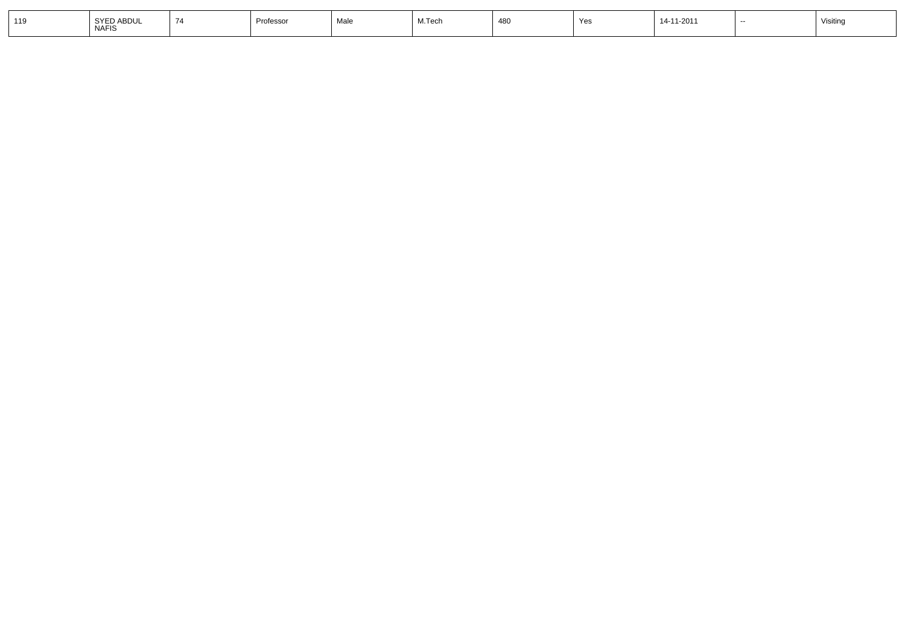| | | | | | | | | | | |
|---|---|---|---|---|---|---|---|---|---|---|
| 119 | SYED ABDUL NAFIS | 74 | Professor | Male | M.Tech | 480 | Yes | 14-11-2011 | -- | Visiting |